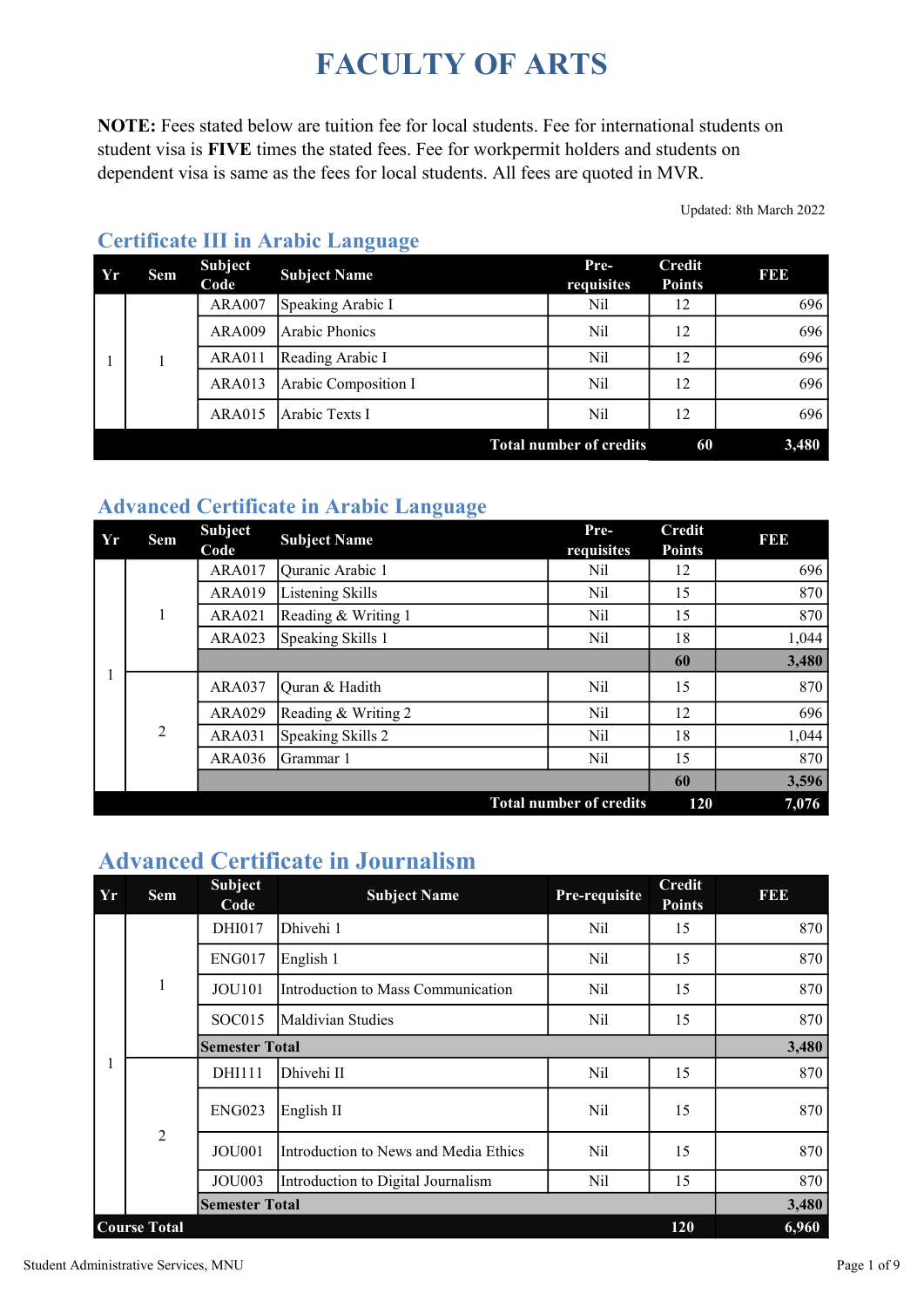# FACULTY OF ARTS

**NOTE:** Fees stated below are tuition fee for local students. Fee for international students on student visa is **FIVE** times the stated fees. Fee for workpermit holders and students on dependent visa is same as the fees for local students. All fees are quoted in MVR.

Updated: 8th March 2022

## Certificate III in Arabic Language

| Yr | Sem | Subject Code | Subject Name | Pre-requisites | Credit Points | FEE |
|---|---|---|---|---|---|---|
| 1 | 1 | ARA007 | Speaking Arabic I | Nil | 12 | 696 |
| | | ARA009 | Arabic Phonics | Nil | 12 | 696 |
| | | ARA011 | Reading Arabic I | Nil | 12 | 696 |
| | | ARA013 | Arabic Composition I | Nil | 12 | 696 |
| | | ARA015 | Arabic Texts I | Nil | 12 | 696 |
| | | | | **Total number of credits** | **60** | **3,480** |

## Advanced Certificate in Arabic Language

| Yr | Sem | Subject Code | Subject Name | Pre-requisites | Credit Points | FEE |
|---|---|---|---|---|---|---|
| 1 | 1 | ARA017 | Quranic Arabic 1 | Nil | 12 | 696 |
| | | ARA019 | Listening Skills | Nil | 15 | 870 |
| | | ARA021 | Reading & Writing 1 | Nil | 15 | 870 |
| | | ARA023 | Speaking Skills 1 | Nil | 18 | 1,044 |
| | | | | | **60** | **3,480** |
| | 2 | ARA037 | Quran & Hadith | Nil | 15 | 870 |
| | | ARA029 | Reading & Writing 2 | Nil | 12 | 696 |
| | | ARA031 | Speaking Skills 2 | Nil | 18 | 1,044 |
| | | ARA036 | Grammar 1 | Nil | 15 | 870 |
| | | | | | **60** | **3,596** |
| | | | | **Total number of credits** | **120** | **7,076** |

## Advanced Certificate in Journalism

| Yr | Sem | Subject Code | Subject Name | Pre-requisite | Credit Points | FEE |
|---|---|---|---|---|---|---|
| 1 | 1 | DHI017 | Dhivehi 1 | Nil | 15 | 870 |
| | | ENG017 | English 1 | Nil | 15 | 870 |
| | | JOU101 | Introduction to Mass Communication | Nil | 15 | 870 |
| | | SOC015 | Maldivian Studies | Nil | 15 | 870 |
| | | **Semester Total** | | | | **3,480** |
| | 2 | DHI111 | Dhivehi II | Nil | 15 | 870 |
| | | ENG023 | English II | Nil | 15 | 870 |
| | | JOU001 | Introduction to News and Media Ethics | Nil | 15 | 870 |
| | | JOU003 | Introduction to Digital Journalism | Nil | 15 | 870 |
| | | **Semester Total** | | | | **3,480** |
| **Course Total** | | | | | **120** | **6,960** |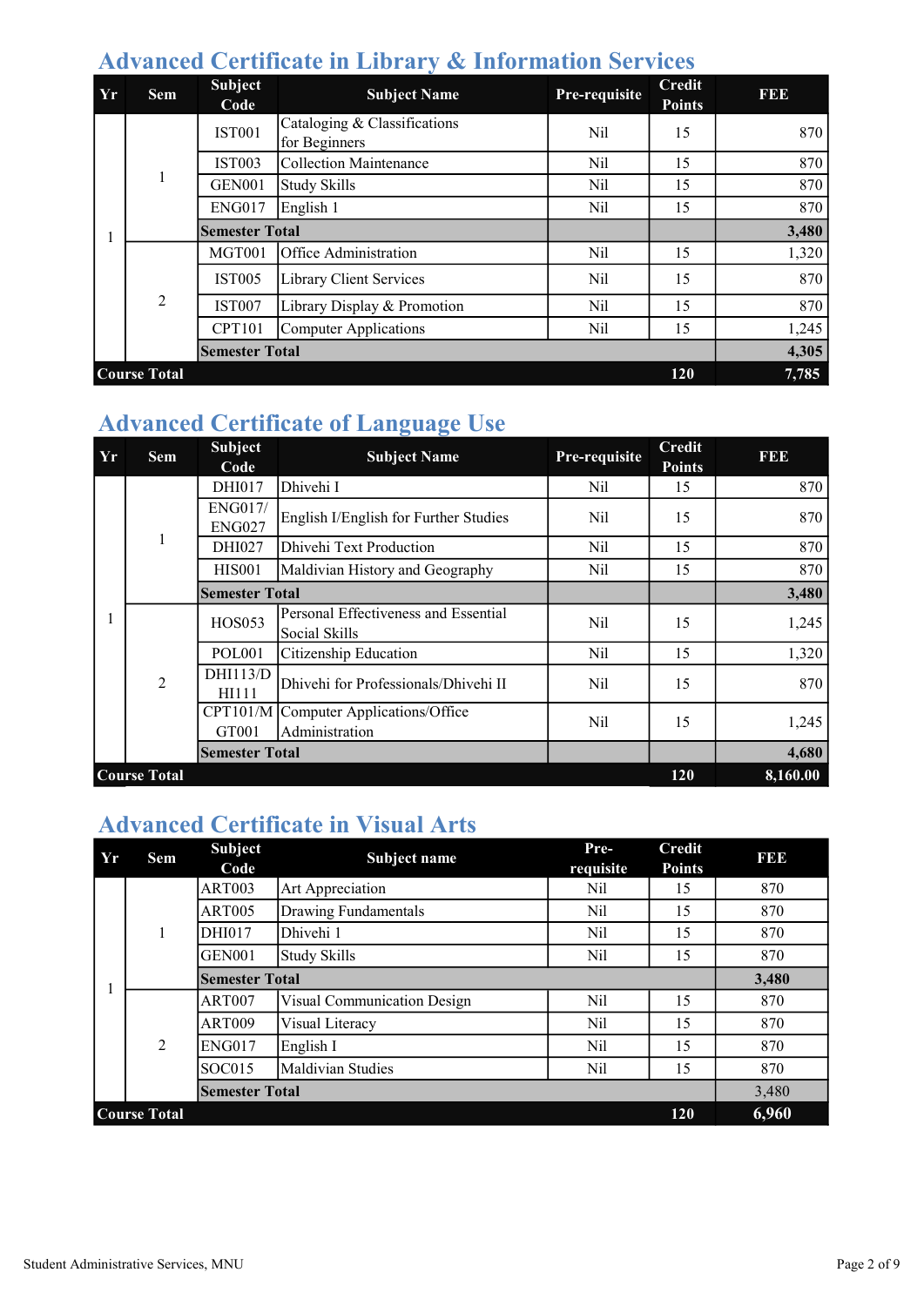## Advanced Certificate in Library & Information Services

| Yr | Sem | Subject Code | Subject Name | Pre-requisite | Credit Points | FEE |
|---|---|---|---|---|---|---|
| 1 | 1 | IST001 | Cataloging & Classifications for Beginners | Nil | 15 | 870 |
| | | IST003 | Collection Maintenance | Nil | 15 | 870 |
| | | GEN001 | Study Skills | Nil | 15 | 870 |
| | | ENG017 | English 1 | Nil | 15 | 870 |
| | | **Semester Total** | | | | **3,480** |
| | 2 | MGT001 | Office Administration | Nil | 15 | 1,320 |
| | | IST005 | Library Client Services | Nil | 15 | 870 |
| | | IST007 | Library Display & Promotion | Nil | 15 | 870 |
| | | CPT101 | Computer Applications | Nil | 15 | 1,245 |
| | | **Semester Total** | | | | **4,305** |
| **Course Total** | | | | | **120** | **7,785** |

## Advanced Certificate of Language Use

| Yr | Sem | Subject Code | Subject Name | Pre-requisite | Credit Points | FEE |
|---|---|---|---|---|---|---|
| 1 | 1 | DHI017 | Dhivehi I | Nil | 15 | 870 |
| | | ENG017/ ENG027 | English I/English for Further Studies | Nil | 15 | 870 |
| | | DHI027 | Dhivehi Text Production | Nil | 15 | 870 |
| | | HIS001 | Maldivian History and Geography | Nil | 15 | 870 |
| | | **Semester Total** | | | | **3,480** |
| | 2 | HOS053 | Personal Effectiveness and Essential Social Skills | Nil | 15 | 1,245 |
| | | POL001 | Citizenship Education | Nil | 15 | 1,320 |
| | | DHI113/DHI111 | Dhivehi for Professionals/Dhivehi II | Nil | 15 | 870 |
| | | CPT101/MGT001 | Computer Applications/Office Administration | Nil | 15 | 1,245 |
| | | **Semester Total** | | | | **4,680** |
| **Course Total** | | | | | **120** | **8,160.00** |

## Advanced Certificate in Visual Arts

| Yr | Sem | Subject Code | Subject name | Pre-requisite | Credit Points | FEE |
|---|---|---|---|---|---|---|
| 1 | 1 | ART003 | Art Appreciation | Nil | 15 | 870 |
| | | ART005 | Drawing Fundamentals | Nil | 15 | 870 |
| | | DHI017 | Dhivehi 1 | Nil | 15 | 870 |
| | | GEN001 | Study Skills | Nil | 15 | 870 |
| | | **Semester Total** | | | | **3,480** |
| | 2 | ART007 | Visual Communication Design | Nil | 15 | 870 |
| | | ART009 | Visual Literacy | Nil | 15 | 870 |
| | | ENG017 | English I | Nil | 15 | 870 |
| | | SOC015 | Maldivian Studies | Nil | 15 | 870 |
| | | **Semester Total** | | | | 3,480 |
| **Course Total** | | | | | **120** | **6,960** |

Student Administrative Services, MNU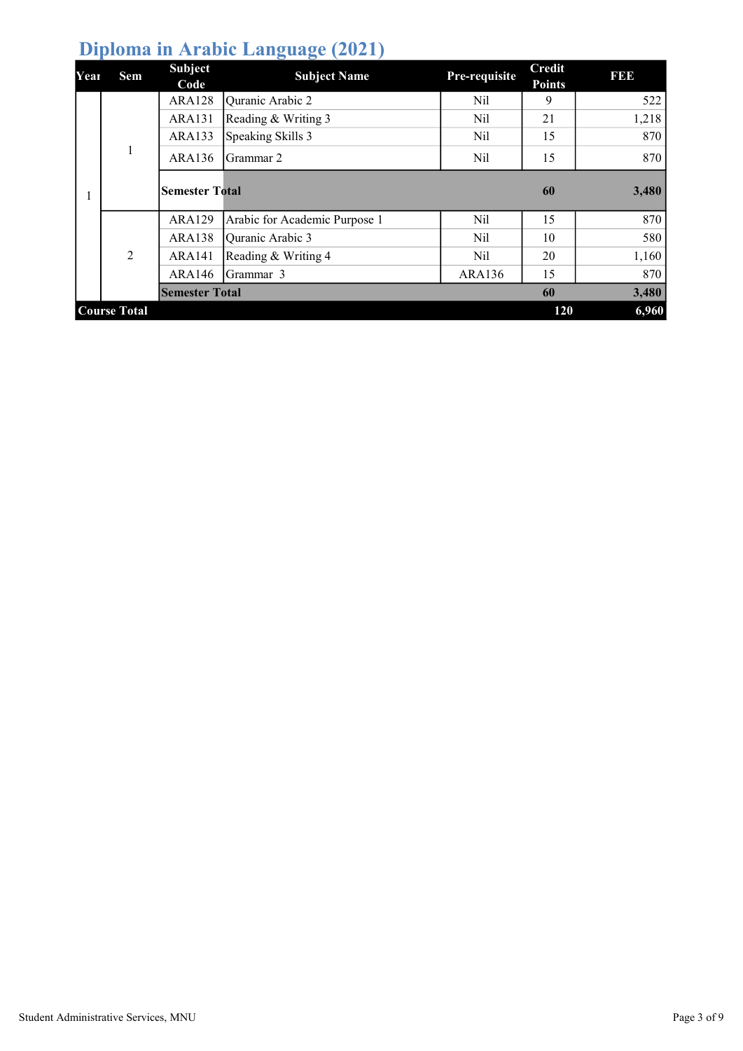# Diploma in Arabic Language (2021)

| Year | Sem | Subject Code | Subject Name | Pre-requisite | Credit Points | FEE |
|---|---|---|---|---|---|---|
| 1 | 1 | ARA128 | Quranic Arabic 2 | Nil | 9 | 522 |
| | | ARA131 | Reading & Writing 3 | Nil | 21 | 1,218 |
| | | ARA133 | Speaking Skills 3 | Nil | 15 | 870 |
| | | ARA136 | Grammar 2 | Nil | 15 | 870 |
| | | **Semester Total** | | | **60** | **3,480** |
| | 2 | ARA129 | Arabic for Academic Purpose 1 | Nil | 15 | 870 |
| | | ARA138 | Quranic Arabic 3 | Nil | 10 | 580 |
| | | ARA141 | Reading & Writing 4 | Nil | 20 | 1,160 |
| | | ARA146 | Grammar 3 | ARA136 | 15 | 870 |
| | | **Semester Total** | | | **60** | **3,480** |
| **Course Total** | | | | | **120** | **6,960** |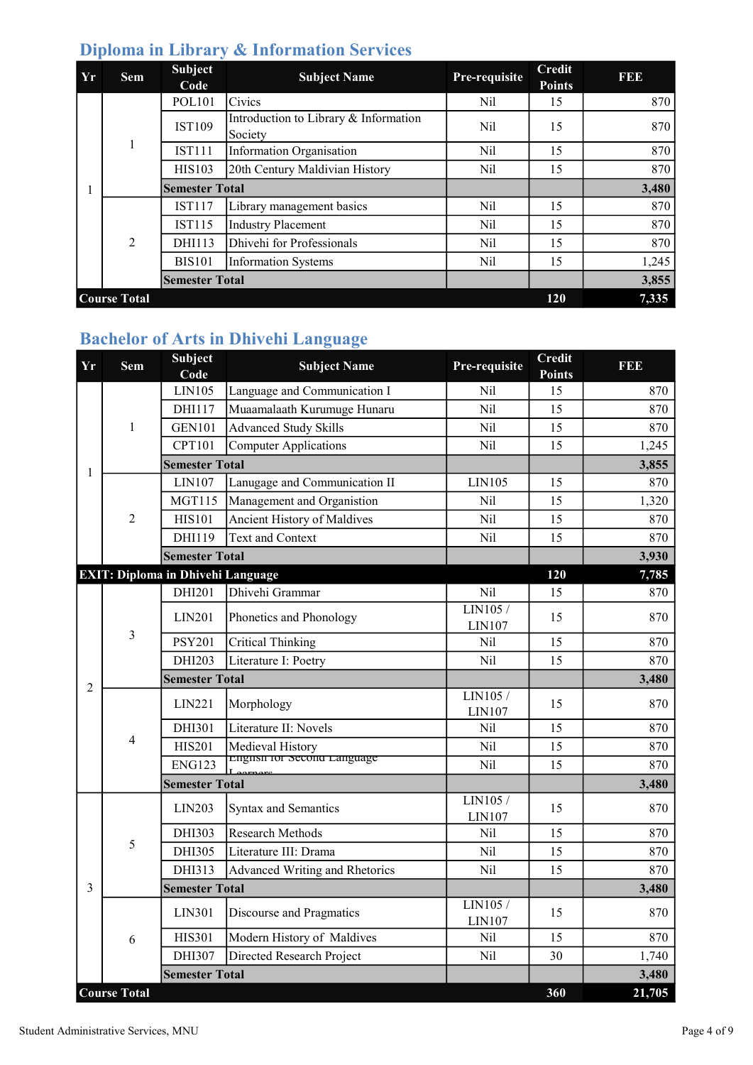## Diploma in Library & Information Services

| Yr | Sem | Subject Code | Subject Name | Pre-requisite | Credit Points | FEE |
|---|---|---|---|---|---|---|
| 1 | 1 | POL101 | Civics | Nil | 15 | 870 |
| | | IST109 | Introduction to Library & Information Society | Nil | 15 | 870 |
| | | IST111 | Information Organisation | Nil | 15 | 870 |
| | | HIS103 | 20th Century Maldivian History | Nil | 15 | 870 |
| | | **Semester Total** | | | | **3,480** |
| | 2 | IST117 | Library management basics | Nil | 15 | 870 |
| | | IST115 | Industry Placement | Nil | 15 | 870 |
| | | DHI113 | Dhivehi for Professionals | Nil | 15 | 870 |
| | | BIS101 | Information Systems | Nil | 15 | 1,245 |
| | | **Semester Total** | | | | **3,855** |
| **Course Total** | | | | | **120** | **7,335** |

## Bachelor of Arts in Dhivehi Language

| Yr | Sem | Subject Code | Subject Name | Pre-requisite | Credit Points | FEE |
|---|---|---|---|---|---|---|
| 1 | 1 | LIN105 | Language and Communication I | Nil | 15 | 870 |
| | | DHI117 | Muaamalaath Kurumuge Hunaru | Nil | 15 | 870 |
| | | GEN101 | Advanced Study Skills | Nil | 15 | 870 |
| | | CPT101 | Computer Applications | Nil | 15 | 1,245 |
| | | **Semester Total** | | | | **3,855** |
| | 2 | LIN107 | Lanugage and Communication II | LIN105 | 15 | 870 |
| | | MGT115 | Management and Organistion | Nil | 15 | 1,320 |
| | | HIS101 | Ancient History of Maldives | Nil | 15 | 870 |
| | | DHI119 | Text and Context | Nil | 15 | 870 |
| | | **Semester Total** | | | | **3,930** |
| **EXIT: Diploma in Dhivehi Language** | | | | | **120** | **7,785** |
| 2 | 3 | DHI201 | Dhivehi Grammar | Nil | 15 | 870 |
| | | LIN201 | Phonetics and Phonology | LIN105 / LIN107 | 15 | 870 |
| | | PSY201 | Critical Thinking | Nil | 15 | 870 |
| | | DHI203 | Literature I: Poetry | Nil | 15 | 870 |
| | | **Semester Total** | | | | **3,480** |
| | 4 | LIN221 | Morphology | LIN105 / LIN107 | 15 | 870 |
| | | DHI301 | Literature II: Novels | Nil | 15 | 870 |
| | | HIS201 | Medieval History | Nil | 15 | 870 |
| | | ENG123 | English for Second Language Learners | Nil | 15 | 870 |
| | | **Semester Total** | | | | **3,480** |
| 3 | 5 | LIN203 | Syntax and Semantics | LIN105 / LIN107 | 15 | 870 |
| | | DHI303 | Research Methods | Nil | 15 | 870 |
| | | DHI305 | Literature III: Drama | Nil | 15 | 870 |
| | | DHI313 | Advanced Writing and Rhetorics | Nil | 15 | 870 |
| | | **Semester Total** | | | | **3,480** |
| | 6 | LIN301 | Discourse and Pragmatics | LIN105 / LIN107 | 15 | 870 |
| | | HIS301 | Modern History of Maldives | Nil | 15 | 870 |
| | | DHI307 | Directed Research Project | Nil | 30 | 1,740 |
| | | **Semester Total** | | | | **3,480** |
| **Course Total** | | | | | **360** | **21,705** |

Student Administrative Services, MNU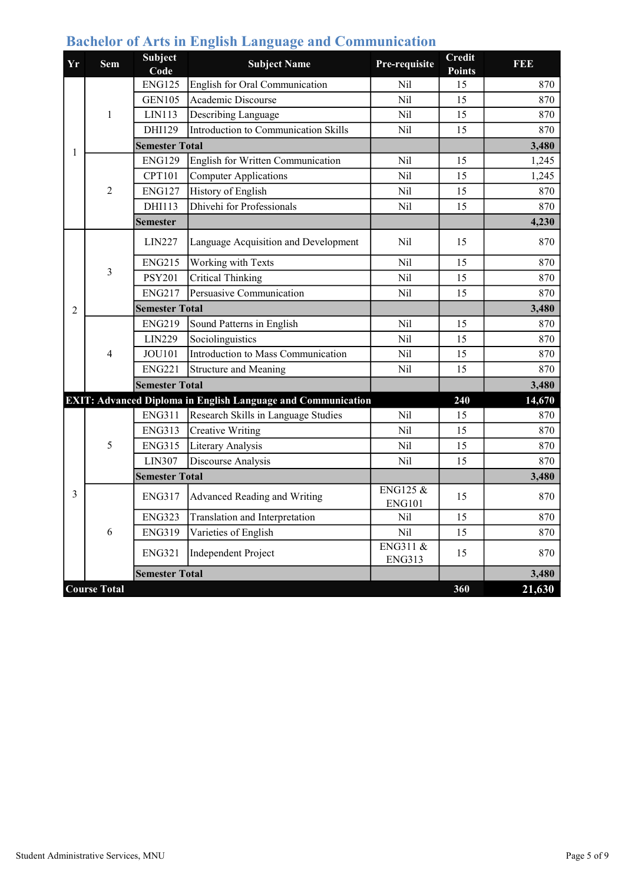## Bachelor of Arts in English Language and Communication

| Yr | Sem | Subject Code | Subject Name | Pre-requisite | Credit Points | FEE |
|---|---|---|---|---|---|---|
| 1 | 1 | ENG125 | English for Oral Communication | Nil | 15 | 870 |
| | | GEN105 | Academic Discourse | Nil | 15 | 870 |
| | | LIN113 | Describing Language | Nil | 15 | 870 |
| | | DHI129 | Introduction to Communication Skills | Nil | 15 | 870 |
| | | **Semester Total** | | | | **3,480** |
| | 2 | ENG129 | English for Written Communication | Nil | 15 | 1,245 |
| | | CPT101 | Computer Applications | Nil | 15 | 1,245 |
| | | ENG127 | History of English | Nil | 15 | 870 |
| | | DHI113 | Dhivehi for Professionals | Nil | 15 | 870 |
| | | **Semester** | | | | **4,230** |
| 2 | 3 | LIN227 | Language Acquisition and Development | Nil | 15 | 870 |
| | | ENG215 | Working with Texts | Nil | 15 | 870 |
| | | PSY201 | Critical Thinking | Nil | 15 | 870 |
| | | ENG217 | Persuasive Communication | Nil | 15 | 870 |
| | | **Semester Total** | | | | **3,480** |
| | 4 | ENG219 | Sound Patterns in English | Nil | 15 | 870 |
| | | LIN229 | Sociolinguistics | Nil | 15 | 870 |
| | | JOU101 | Introduction to Mass Communication | Nil | 15 | 870 |
| | | ENG221 | Structure and Meaning | Nil | 15 | 870 |
| | | **Semester Total** | | | | **3,480** |
| **EXIT: Advanced Diploma in English Language and Communication** | | | | | **240** | **14,670** |
| 3 | 5 | ENG311 | Research Skills in Language Studies | Nil | 15 | 870 |
| | | ENG313 | Creative Writing | Nil | 15 | 870 |
| | | ENG315 | Literary Analysis | Nil | 15 | 870 |
| | | LIN307 | Discourse Analysis | Nil | 15 | 870 |
| | | **Semester Total** | | | | **3,480** |
| | 6 | ENG317 | Advanced Reading and Writing | ENG125 & ENG101 | 15 | 870 |
| | | ENG323 | Translation and Interpretation | Nil | 15 | 870 |
| | | ENG319 | Varieties of English | Nil | 15 | 870 |
| | | ENG321 | Independent Project | ENG311 & ENG313 | 15 | 870 |
| | | **Semester Total** | | | | **3,480** |
| **Course Total** | | | | | **360** | **21,630** |

Student Administrative Services, MNU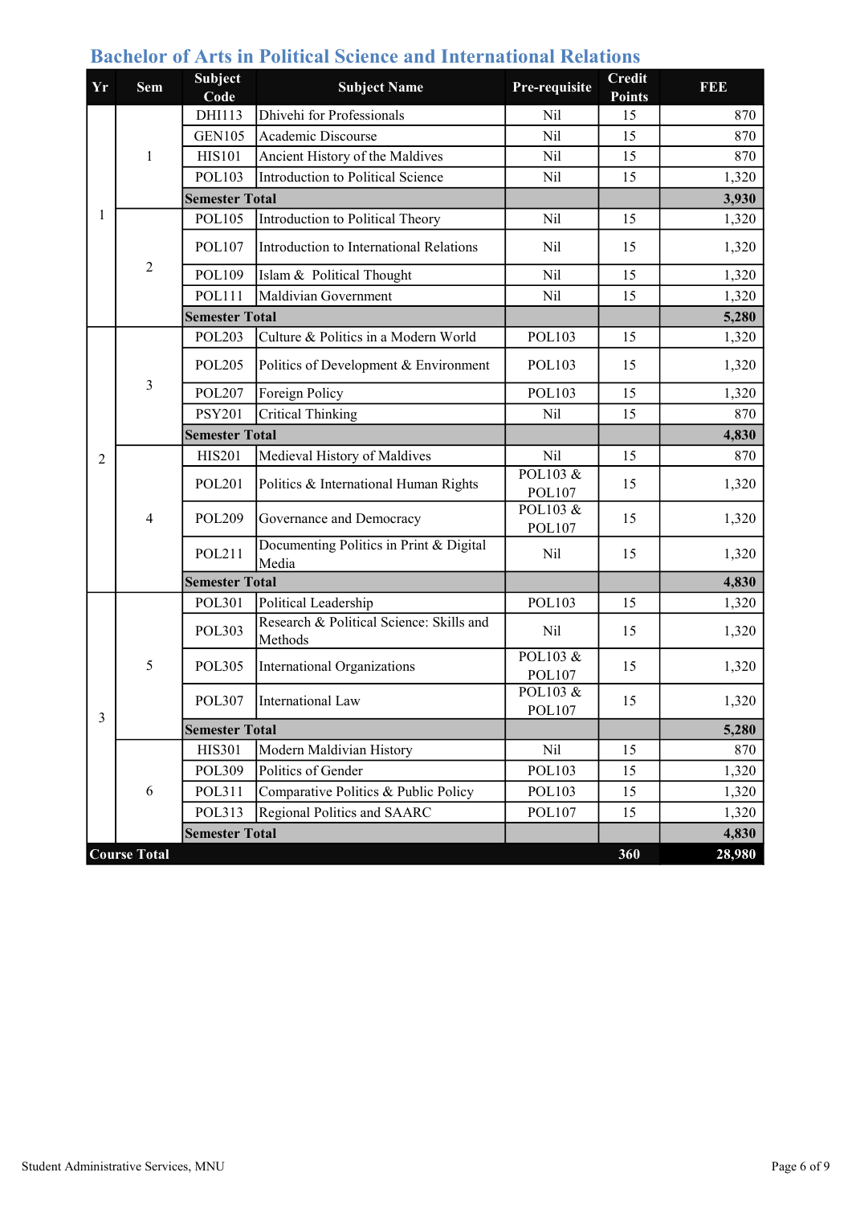## Bachelor of Arts in Political Science and International Relations

| Yr | Sem | Subject Code | Subject Name | Pre-requisite | Credit Points | FEE |
|---|---|---|---|---|---|---|
| 1 | 1 | DHI113 | Dhivehi for Professionals | Nil | 15 | 870 |
| | | GEN105 | Academic Discourse | Nil | 15 | 870 |
| | | HIS101 | Ancient History of the Maldives | Nil | 15 | 870 |
| | | POL103 | Introduction to Political Science | Nil | 15 | 1,320 |
| | | **Semester Total** | | | | **3,930** |
| | 2 | POL105 | Introduction to Political Theory | Nil | 15 | 1,320 |
| | | POL107 | Introduction to International Relations | Nil | 15 | 1,320 |
| | | POL109 | Islam & Political Thought | Nil | 15 | 1,320 |
| | | POL111 | Maldivian Government | Nil | 15 | 1,320 |
| | | **Semester Total** | | | | **5,280** |
| 2 | 3 | POL203 | Culture & Politics in a Modern World | POL103 | 15 | 1,320 |
| | | POL205 | Politics of Development & Environment | POL103 | 15 | 1,320 |
| | | POL207 | Foreign Policy | POL103 | 15 | 1,320 |
| | | PSY201 | Critical Thinking | Nil | 15 | 870 |
| | | **Semester Total** | | | | **4,830** |
| | 4 | HIS201 | Medieval History of Maldives | Nil | 15 | 870 |
| | | POL201 | Politics & International Human Rights | POL103 & POL107 | 15 | 1,320 |
| | | POL209 | Governance and Democracy | POL103 & POL107 | 15 | 1,320 |
| | | POL211 | Documenting Politics in Print & Digital Media | Nil | 15 | 1,320 |
| | | **Semester Total** | | | | **4,830** |
| 3 | 5 | POL301 | Political Leadership | POL103 | 15 | 1,320 |
| | | POL303 | Research & Political Science: Skills and Methods | Nil | 15 | 1,320 |
| | | POL305 | International Organizations | POL103 & POL107 | 15 | 1,320 |
| | | POL307 | International Law | POL103 & POL107 | 15 | 1,320 |
| | | **Semester Total** | | | | **5,280** |
| | 6 | HIS301 | Modern Maldivian History | Nil | 15 | 870 |
| | | POL309 | Politics of Gender | POL103 | 15 | 1,320 |
| | | POL311 | Comparative Politics & Public Policy | POL103 | 15 | 1,320 |
| | | POL313 | Regional Politics and SAARC | POL107 | 15 | 1,320 |
| | | **Semester Total** | | | | **4,830** |
| **Course Total** | | | | | **360** | **28,980** |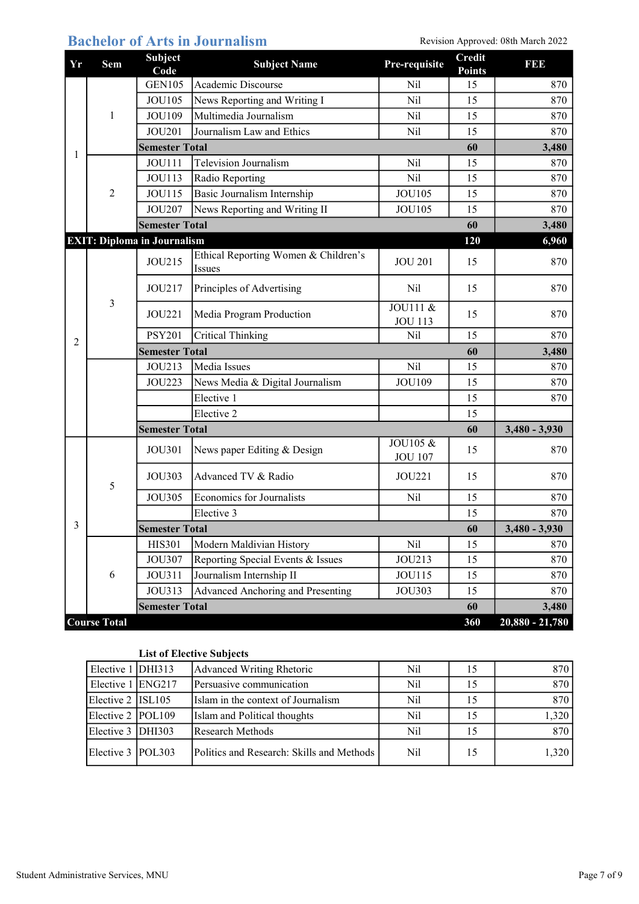# Bachelor of Arts in Journalism

Revision Approved: 08th March 2022

| Yr | Sem | Subject Code | Subject Name | Pre-requisite | Credit Points | FEE |
|---|---|---|---|---|---|---|
| 1 | 1 | GEN105 | Academic Discourse | Nil | 15 | 870 |
| | | JOU105 | News Reporting and Writing I | Nil | 15 | 870 |
| | | JOU109 | Multimedia Journalism | Nil | 15 | 870 |
| | | JOU201 | Journalism Law and Ethics | Nil | 15 | 870 |
| | | **Semester Total** | | | **60** | **3,480** |
| | 2 | JOU111 | Television Journalism | Nil | 15 | 870 |
| | | JOU113 | Radio Reporting | Nil | 15 | 870 |
| | | JOU115 | Basic Journalism Internship | JOU105 | 15 | 870 |
| | | JOU207 | News Reporting and Writing II | JOU105 | 15 | 870 |
| | | **Semester Total** | | | **60** | **3,480** |
| **EXIT: Diploma in Journalism** | | | | | **120** | **6,960** |
| 2 | 3 | JOU215 | Ethical Reporting Women & Children's Issues | JOU 201 | 15 | 870 |
| | | JOU217 | Principles of Advertising | Nil | 15 | 870 |
| | | JOU221 | Media Program Production | JOU111 & JOU 113 | 15 | 870 |
| | | PSY201 | Critical Thinking | Nil | 15 | 870 |
| | | **Semester Total** | | | **60** | **3,480** |
| | | JOU213 | Media Issues | Nil | 15 | 870 |
| | | JOU223 | News Media & Digital Journalism | JOU109 | 15 | 870 |
| | | | Elective 1 | | 15 | 870 |
| | | | Elective 2 | | 15 | |
| | | **Semester Total** | | | **60** | **3,480 - 3,930** |
| 3 | 5 | JOU301 | News paper Editing & Design | JOU105 & JOU 107 | 15 | 870 |
| | | JOU303 | Advanced TV & Radio | JOU221 | 15 | 870 |
| | | JOU305 | Economics for Journalists | Nil | 15 | 870 |
| | | | Elective 3 | | 15 | 870 |
| | | **Semester Total** | | | **60** | **3,480 - 3,930** |
| | 6 | HIS301 | Modern Maldivian History | Nil | 15 | 870 |
| | | JOU307 | Reporting Special Events & Issues | JOU213 | 15 | 870 |
| | | JOU311 | Journalism Internship II | JOU115 | 15 | 870 |
| | | JOU313 | Advanced Anchoring and Presenting | JOU303 | 15 | 870 |
| | | **Semester Total** | | | **60** | **3,480** |
| **Course Total** | | | | | **360** | **20,880 - 21,780** |

**List of Elective Subjects**

| Elective | Code | Subject Name | Pre-requisite | Credit Points | FEE |
|---|---|---|---|---|---|
| Elective 1 | DHI313 | Advanced Writing Rhetoric | Nil | 15 | 870 |
| Elective 1 | ENG217 | Persuasive communication | Nil | 15 | 870 |
| Elective 2 | ISL105 | Islam in the context of Journalism | Nil | 15 | 870 |
| Elective 2 | POL109 | Islam and Political thoughts | Nil | 15 | 1,320 |
| Elective 3 | DHI303 | Research Methods | Nil | 15 | 870 |
| Elective 3 | POL303 | Politics and Research: Skills and Methods | Nil | 15 | 1,320 |

Student Administrative Services, MNU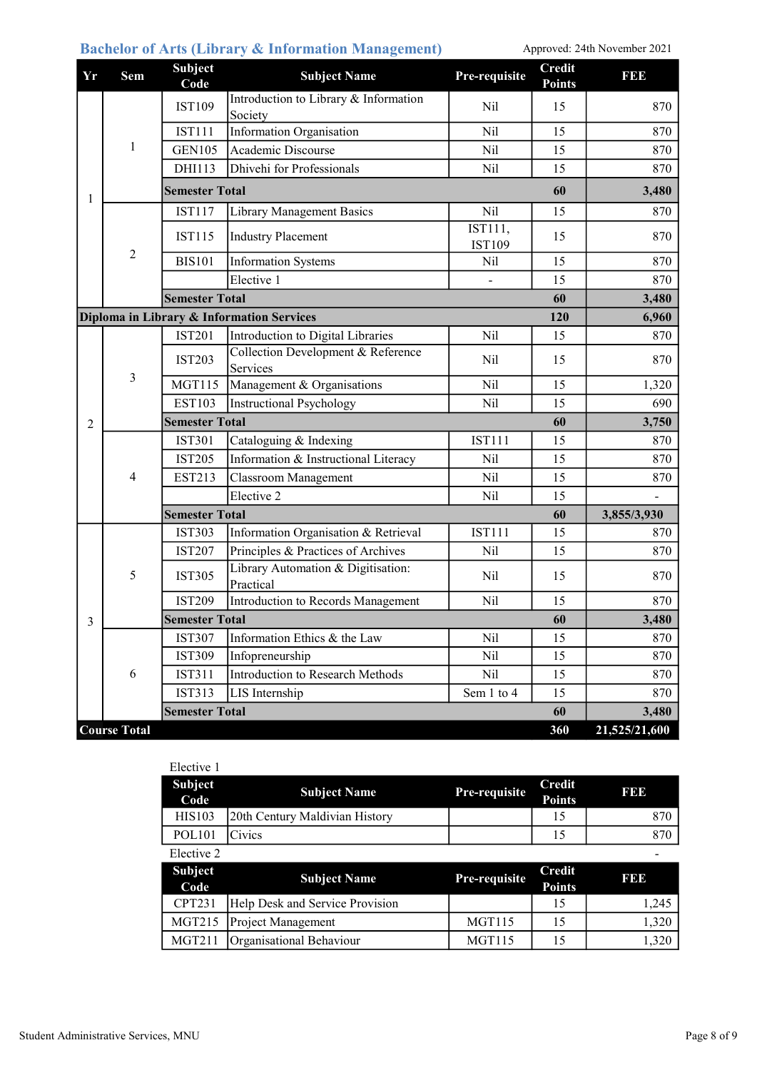## Bachelor of Arts (Library & Information Management)

Approved: 24th November 2021

| Yr | Sem | Subject Code | Subject Name | Pre-requisite | Credit Points | FEE |
|---|---|---|---|---|---|---|
| 1 | 1 | IST109 | Introduction to Library & Information Society | Nil | 15 | 870 |
| | | IST111 | Information Organisation | Nil | 15 | 870 |
| | | GEN105 | Academic Discourse | Nil | 15 | 870 |
| | | DHI113 | Dhivehi for Professionals | Nil | 15 | 870 |
| | | **Semester Total** | | | **60** | **3,480** |
| | 2 | IST117 | Library Management Basics | Nil | 15 | 870 |
| | | IST115 | Industry Placement | IST111, IST109 | 15 | 870 |
| | | BIS101 | Information Systems | Nil | 15 | 870 |
| | | | Elective 1 | - | 15 | 870 |
| | | **Semester Total** | | | **60** | **3,480** |
| **Diploma in Library & Information Services** | | | | | **120** | **6,960** |
| 2 | 3 | IST201 | Introduction to Digital Libraries | Nil | 15 | 870 |
| | | IST203 | Collection Development & Reference Services | Nil | 15 | 870 |
| | | MGT115 | Management & Organisations | Nil | 15 | 1,320 |
| | | EST103 | Instructional Psychology | Nil | 15 | 690 |
| | | **Semester Total** | | | **60** | **3,750** |
| | 4 | IST301 | Cataloguing & Indexing | IST111 | 15 | 870 |
| | | IST205 | Information & Instructional Literacy | Nil | 15 | 870 |
| | | EST213 | Classroom Management | Nil | 15 | 870 |
| | | | Elective 2 | Nil | 15 | - |
| | | **Semester Total** | | | **60** | **3,855/3,930** |
| 3 | 5 | IST303 | Information Organisation & Retrieval | IST111 | 15 | 870 |
| | | IST207 | Principles & Practices of Archives | Nil | 15 | 870 |
| | | IST305 | Library Automation & Digitisation: Practical | Nil | 15 | 870 |
| | | IST209 | Introduction to Records Management | Nil | 15 | 870 |
| | | **Semester Total** | | | **60** | **3,480** |
| | 6 | IST307 | Information Ethics & the Law | Nil | 15 | 870 |
| | | IST309 | Infopreneurship | Nil | 15 | 870 |
| | | IST311 | Introduction to Research Methods | Nil | 15 | 870 |
| | | IST313 | LIS Internship | Sem 1 to 4 | 15 | 870 |
| | | **Semester Total** | | | **60** | **3,480** |
| **Course Total** | | | | | **360** | **21,525/21,600** |

Elective 1

| Subject Code | Subject Name | Pre-requisite | Credit Points | FEE |
|---|---|---|---|---|
| HIS103 | 20th Century Maldivian History | | 15 | 870 |
| POL101 | Civics | | 15 | 870 |

Elective 2 -

| Subject Code | Subject Name | Pre-requisite | Credit Points | FEE |
|---|---|---|---|---|
| CPT231 | Help Desk and Service Provision | | 15 | 1,245 |
| MGT215 | Project Management | MGT115 | 15 | 1,320 |
| MGT211 | Organisational Behaviour | MGT115 | 15 | 1,320 |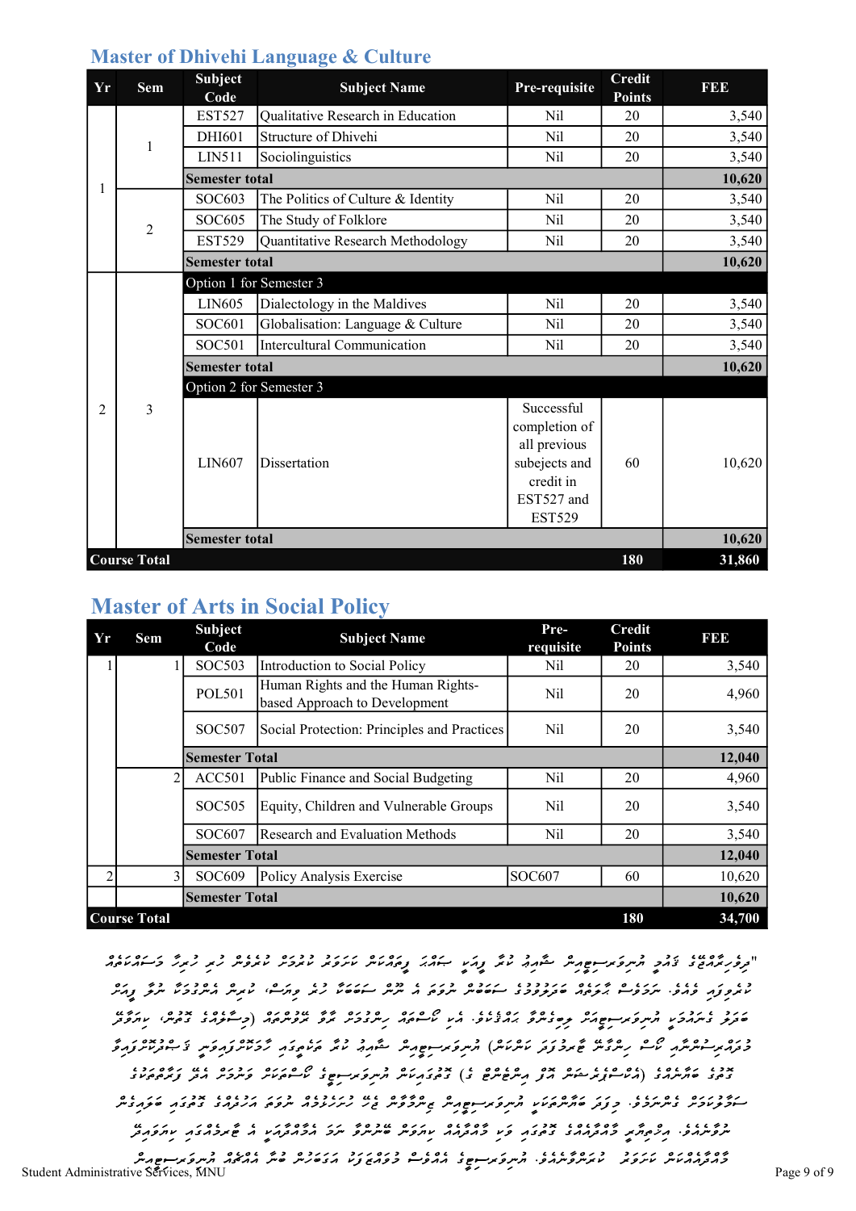## Master of Dhivehi Language & Culture

| Yr | Sem | Subject Code | Subject Name | Pre-requisite | Credit Points | FEE |
|---|---|---|---|---|---|---|
| 1 | 1 | EST527 | Qualitative Research in Education | Nil | 20 | 3,540 |
| | | DHI601 | Structure of Dhivehi | Nil | 20 | 3,540 |
| | | LIN511 | Sociolinguistics | Nil | 20 | 3,540 |
| | | **Semester total** | | | | **10,620** |
| | 2 | SOC603 | The Politics of Culture & Identity | Nil | 20 | 3,540 |
| | | SOC605 | The Study of Folklore | Nil | 20 | 3,540 |
| | | EST529 | Quantitative Research Methodology | Nil | 20 | 3,540 |
| | | **Semester total** | | | | **10,620** |
| 2 | 3 | Option 1 for Semester 3 | | | | |
| | | LIN605 | Dialectology in the Maldives | Nil | 20 | 3,540 |
| | | SOC601 | Globalisation: Language & Culture | Nil | 20 | 3,540 |
| | | SOC501 | Intercultural Communication | Nil | 20 | 3,540 |
| | | **Semester total** | | | | **10,620** |
| | | Option 2 for Semester 3 | | | | |
| | | LIN607 | Dissertation | Successful completion of all previous subjects and credit in EST527 and EST529 | 60 | 10,620 |
| | | **Semester total** | | | | **10,620** |
| **Course Total** | | | | | **180** | **31,860** |

## Master of Arts in Social Policy

| Yr | Sem | Subject Code | Subject Name | Pre-requisite | Credit Points | FEE |
|---|---|---|---|---|---|---|
| 1 | 1 | SOC503 | Introduction to Social Policy | Nil | 20 | 3,540 |
| | | POL501 | Human Rights and the Human Rights-based Approach to Development | Nil | 20 | 4,960 |
| | | SOC507 | Social Protection: Principles and Practices | Nil | 20 | 3,540 |
| | | **Semester Total** | | | | **12,040** |
| | 2 | ACC501 | Public Finance and Social Budgeting | Nil | 20 | 4,960 |
| | | SOC505 | Equity, Children and Vulnerable Groups | Nil | 20 | 3,540 |
| | | SOC607 | Research and Evaluation Methods | Nil | 20 | 3,540 |
| | | **Semester Total** | | | | **12,040** |
| 2 | 3 | SOC609 | Policy Analysis Exercise | SOC607 | 60 | 10,620 |
| | | **Semester Total** | | | | **10,620** |
| **Course Total** | | | | | **180** | **34,700** |